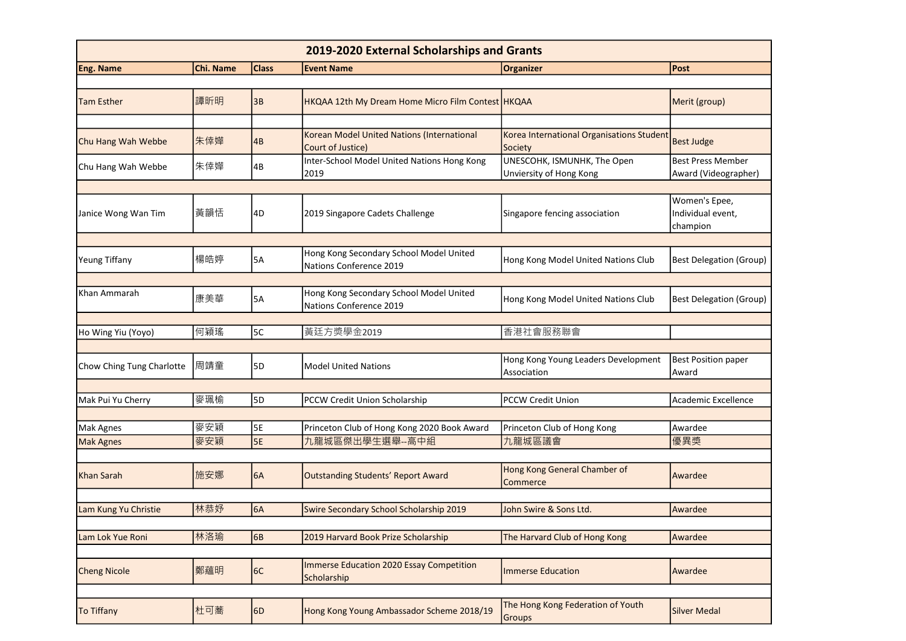| 2019-2020 External Scholarships and Grants | | | | | |
|---|---|---|---|---|---|
| **Eng. Name** | **Chi. Name** | **Class** | **Event Name** | **Organizer** | **Post** |
| Tam Esther | 譚昕明 | 3B | HKQAA 12th My Dream Home Micro Film Contest | HKQAA | Merit (group) |
| Chu Hang Wah Webbe | 朱倖嬅 | 4B | Korean Model United Nations (International Court of Justice) | Korea International Organisations Student Society | Best Judge |
| Chu Hang Wah Webbe | 朱倖嬅 | 4B | Inter-School Model United Nations Hong Kong 2019 | UNESCOHK, ISMUNHK, The Open Unviersity of Hong Kong | Best Press Member Award (Videographer) |
| Janice Wong Wan Tim | 黃韻恬 | 4D | 2019 Singapore Cadets Challenge | Singapore fencing association | Women's Epee, Individual event, champion |
| Yeung Tiffany | 楊皓婷 | 5A | Hong Kong Secondary School Model United Nations Conference 2019 | Hong Kong Model United Nations Club | Best Delegation (Group) |
| Khan Ammarah | 康美華 | 5A | Hong Kong Secondary School Model United Nations Conference 2019 | Hong Kong Model United Nations Club | Best Delegation (Group) |
| Ho Wing Yiu (Yoyo) | 何穎瑤 | 5C | 黃廷方獎學金2019 | 香港社會服務聯會 | |
| Chow Ching Tung Charlotte | 周靖童 | 5D | Model United Nations | Hong Kong Young Leaders Development Association | Best Position paper Award |
| Mak Pui Yu Cherry | 麥珮榆 | 5D | PCCW Credit Union Scholarship | PCCW Credit Union | Academic Excellence |
| Mak Agnes | 麥安穎 | 5E | Princeton Club of Hong Kong 2020 Book Award | Princeton Club of Hong Kong | Awardee |
| Mak Agnes | 麥安穎 | 5E | 九龍城區傑出學生選舉--高中組 | 九龍城區議會 | 優異獎 |
| Khan Sarah | 施安娜 | 6A | Outstanding Students' Report Award | Hong Kong General Chamber of Commerce | Awardee |
| Lam Kung Yu Christie | 林恭妤 | 6A | Swire Secondary School Scholarship 2019 | John Swire & Sons Ltd. | Awardee |
| Lam Lok Yue Roni | 林洛瑜 | 6B | 2019 Harvard Book Prize Scholarship | The Harvard Club of Hong Kong | Awardee |
| Cheng Nicole | 鄭蘊明 | 6C | Immerse Education 2020 Essay Competition Scholarship | Immerse Education | Awardee |
| To Tiffany | 杜可蕎 | 6D | Hong Kong Young Ambassador Scheme 2018/19 | The Hong Kong Federation of Youth Groups | Silver Medal |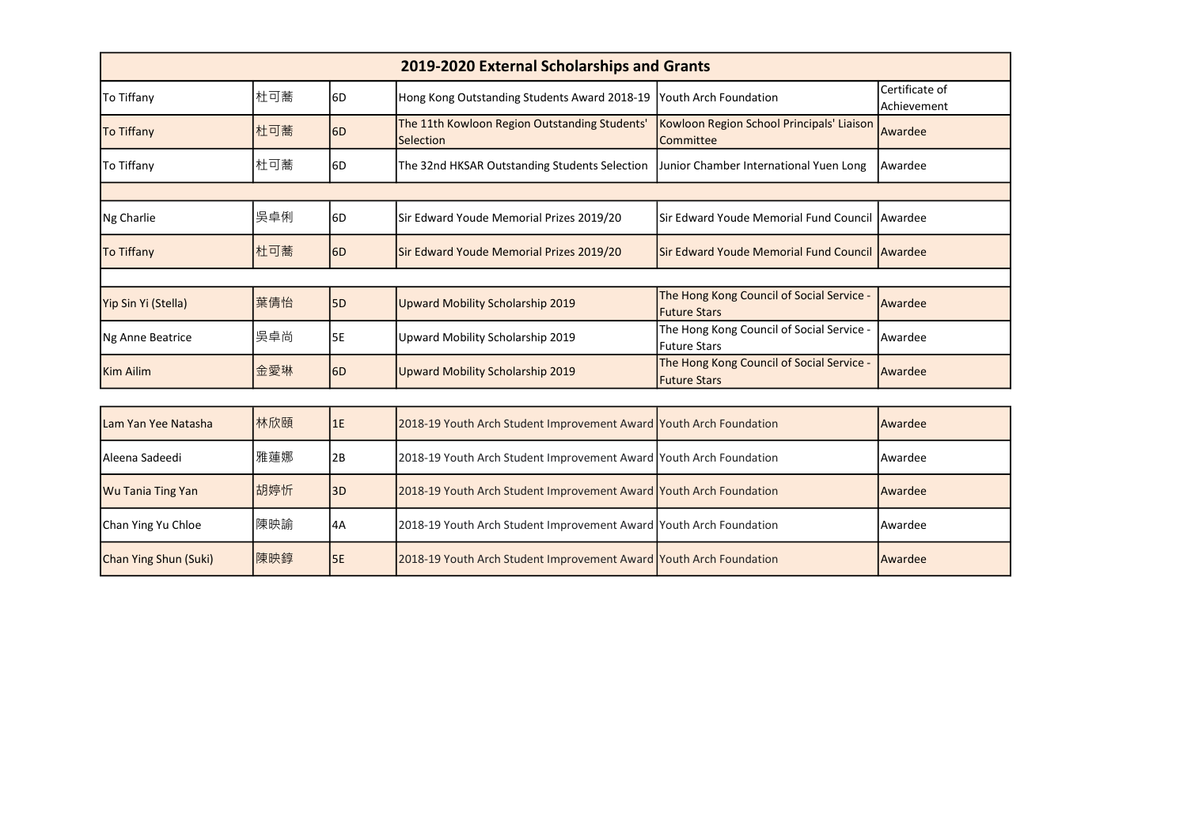## 2019-2020 External Scholarships and Grants

| | | | | | |
|---|---|---|---|---|---|
| To Tiffany | 杜可蕎 | 6D | Hong Kong Outstanding Students Award 2018-19 | Youth Arch Foundation | Certificate of Achievement |
| To Tiffany | 杜可蕎 | 6D | The 11th Kowloon Region Outstanding Students' Selection | Kowloon Region School Principals' Liaison Committee | Awardee |
| To Tiffany | 杜可蕎 | 6D | The 32nd HKSAR Outstanding Students Selection | Junior Chamber International Yuen Long | Awardee |
| | | | | | |
| Ng Charlie | 吳卓俐 | 6D | Sir Edward Youde Memorial Prizes 2019/20 | Sir Edward Youde Memorial Fund Council | Awardee |
| To Tiffany | 杜可蕎 | 6D | Sir Edward Youde Memorial Prizes 2019/20 | Sir Edward Youde Memorial Fund Council | Awardee |
| | | | | | |
| Yip Sin Yi (Stella) | 葉倩怡 | 5D | Upward Mobility Scholarship 2019 | The Hong Kong Council of Social Service - Future Stars | Awardee |
| Ng Anne Beatrice | 吳卓尚 | 5E | Upward Mobility Scholarship 2019 | The Hong Kong Council of Social Service - Future Stars | Awardee |
| Kim Ailim | 金愛琳 | 6D | Upward Mobility Scholarship 2019 | The Hong Kong Council of Social Service - Future Stars | Awardee |

| | | | | | |
|---|---|---|---|---|---|
| Lam Yan Yee Natasha | 林欣頤 | 1E | 2018-19 Youth Arch Student Improvement Award | Youth Arch Foundation | Awardee |
| Aleena Sadeedi | 雅蓮娜 | 2B | 2018-19 Youth Arch Student Improvement Award | Youth Arch Foundation | Awardee |
| Wu Tania Ting Yan | 胡婷忻 | 3D | 2018-19 Youth Arch Student Improvement Award | Youth Arch Foundation | Awardee |
| Chan Ying Yu Chloe | 陳映諭 | 4A | 2018-19 Youth Arch Student Improvement Award | Youth Arch Foundation | Awardee |
| Chan Ying Shun (Suki) | 陳映錞 | 5E | 2018-19 Youth Arch Student Improvement Award | Youth Arch Foundation | Awardee |